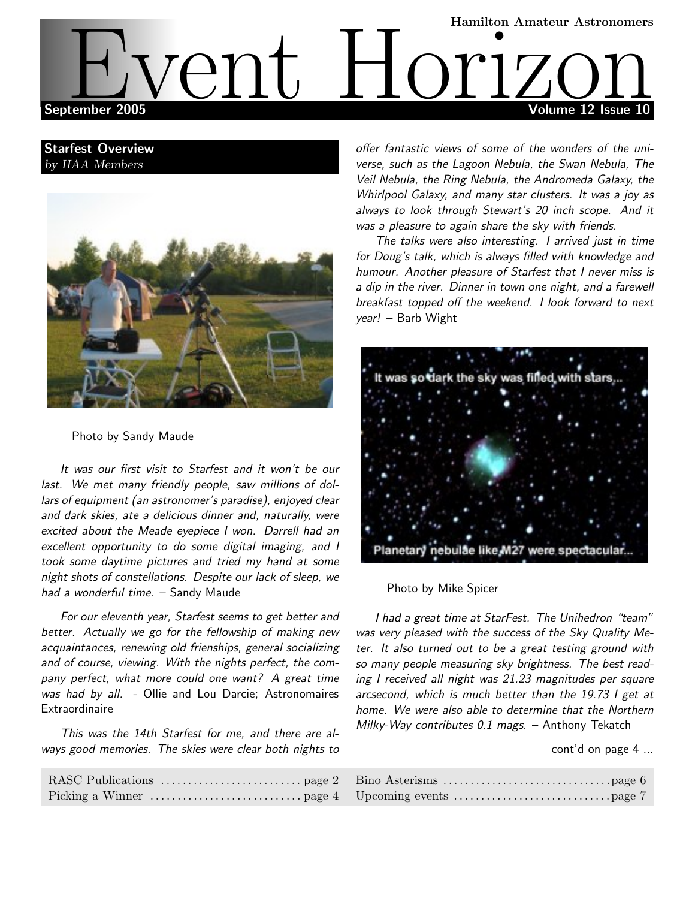Hamilton Amateur Astronomers

# Event Horizon

September 2005 — Volume 12 Issue 10

## Starfest Overview

*by HAA Members*

Photo by Sandy Maude

*It was our first visit to Starfest and it won't be our last. We met many friendly people, saw millions of dollars of equipment (an astronomer's paradise), enjoyed clear and dark skies, ate a delicious dinner and, naturally, were excited about the Meade eyepiece I won. Darrell had an excellent opportunity to do some digital imaging, and I took some daytime pictures and tried my hand at some night shots of constellations. Despite our lack of sleep, we had a wonderful time.* – Sandy Maude

*For our eleventh year, Starfest seems to get better and better. Actually we go for the fellowship of making new acquaintances, renewing old frienships, general socializing and of course, viewing. With the nights perfect, the company perfect, what more could one want? A great time was had by all.* - Ollie and Lou Darcie; Astronomaires Extraordinaire

*This was the 14th Starfest for me, and there are always good memories. The skies were clear both nights to offer fantastic views of some of the wonders of the universe, such as the Lagoon Nebula, the Swan Nebula, The Veil Nebula, the Ring Nebula, the Andromeda Galaxy, the Whirlpool Galaxy, and many star clusters. It was a joy as always to look through Stewart's 20 inch scope. And it was a pleasure to again share the sky with friends.*

*The talks were also interesting. I arrived just in time for Doug's talk, which is always filled with knowledge and humour. Another pleasure of Starfest that I never miss is a dip in the river. Dinner in town one night, and a farewell breakfast topped off the weekend. I look forward to next year!* – Barb Wight

Photo by Mike Spicer

*I had a great time at StarFest. The Unihedron "team" was very pleased with the success of the Sky Quality Meter. It also turned out to be a great testing ground with so many people measuring sky brightness. The best reading I received all night was 21.23 magnitudes per square arcsecond, which is much better than the 19.73 I get at home. We were also able to determine that the Northern Milky-Way contributes 0.1 mags.* – Anthony Tekatch

cont'd on page 4 ...

| | |
|---|---|
| RASC Publications ... page 2 | Bino Asterisms ... page 6 |
| Picking a Winner ... page 4 | Upcoming events ... page 7 |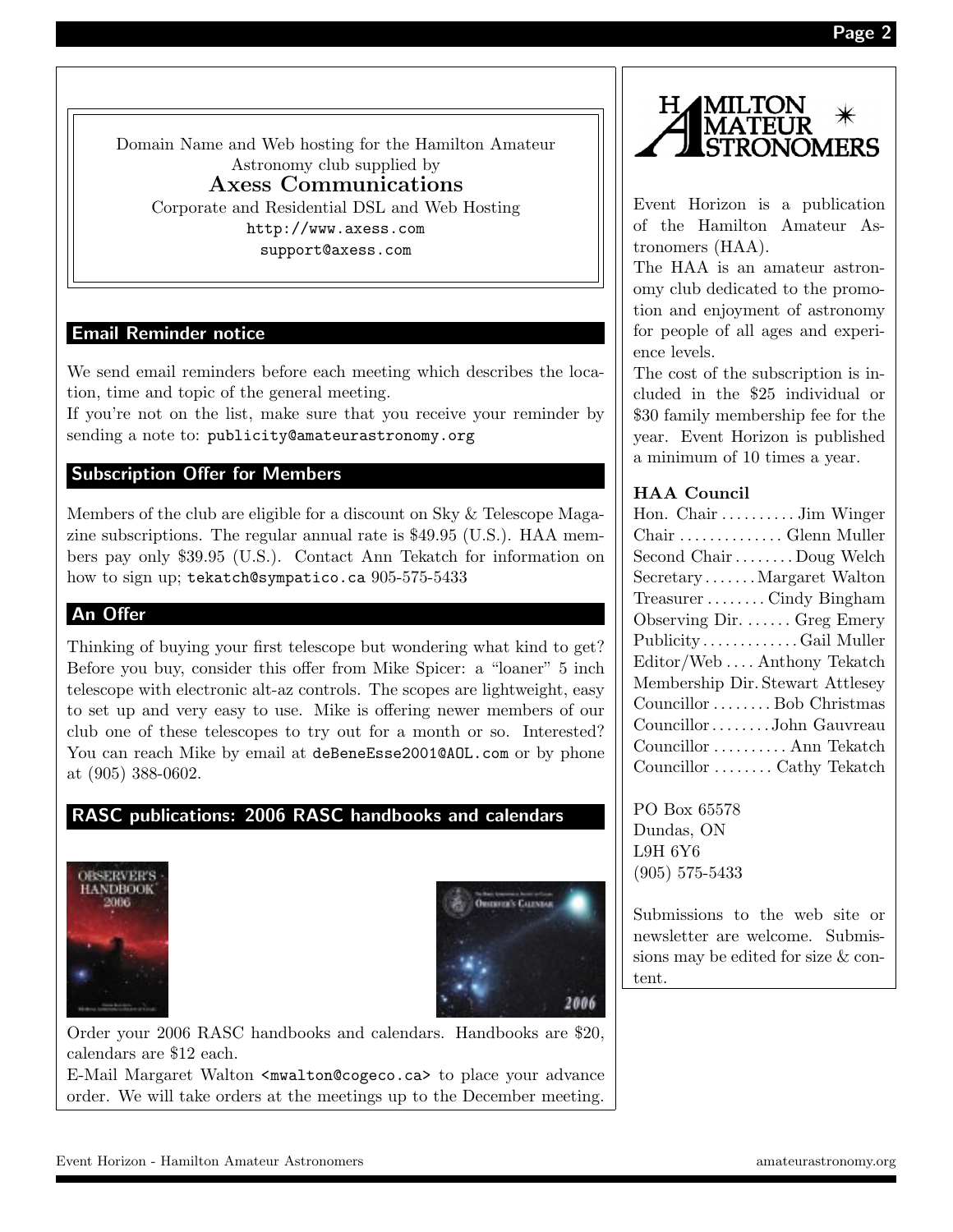Domain Name and Web hosting for the Hamilton Amateur Astronomy club supplied by

**Axess Communications**

Corporate and Residential DSL and Web Hosting

`http://www.axess.com`

`support@axess.com`

## Email Reminder notice

We send email reminders before each meeting which describes the location, time and topic of the general meeting.

If you're not on the list, make sure that you receive your reminder by sending a note to: `publicity@amateurastronomy.org`

## Subscription Offer for Members

Members of the club are eligible for a discount on Sky & Telescope Magazine subscriptions. The regular annual rate is $49.95 (U.S.). HAA members pay only $39.95 (U.S.). Contact Ann Tekatch for information on how to sign up; `tekatch@sympatico.ca` 905-575-5433

## An Offer

Thinking of buying your first telescope but wondering what kind to get? Before you buy, consider this offer from Mike Spicer: a "loaner" 5 inch telescope with electronic alt-az controls. The scopes are lightweight, easy to set up and very easy to use. Mike is offering newer members of our club one of these telescopes to try out for a month or so. Interested? You can reach Mike by email at `deBeneEsse2001@AOL.com` or by phone at (905) 388-0602.

## RASC publications: 2006 RASC handbooks and calendars

Order your 2006 RASC handbooks and calendars. Handbooks are $20, calendars are $12 each.

E-Mail Margaret Walton `<mwalton@cogeco.ca>` to place your advance order. We will take orders at the meetings up to the December meeting.

---

**Hamilton Amateur Astronomers**

Event Horizon is a publication of the Hamilton Amateur Astronomers (HAA).

The HAA is an amateur astronomy club dedicated to the promotion and enjoyment of astronomy for people of all ages and experience levels.

The cost of the subscription is included in the $25 individual or $30 family membership fee for the year. Event Horizon is published a minimum of 10 times a year.

### HAA Council

| Position | Name |
|---|---|
| Hon. Chair | Jim Winger |
| Chair | Glenn Muller |
| Second Chair | Doug Welch |
| Secretary | Margaret Walton |
| Treasurer | Cindy Bingham |
| Observing Dir. | Greg Emery |
| Publicity | Gail Muller |
| Editor/Web | Anthony Tekatch |
| Membership Dir. | Stewart Attlesey |
| Councillor | Bob Christmas |
| Councillor | John Gauvreau |
| Councillor | Ann Tekatch |
| Councillor | Cathy Tekatch |

PO Box 65578
Dundas, ON
L9H 6Y6
(905) 575-5433

Submissions to the web site or newsletter are welcome. Submissions may be edited for size & content.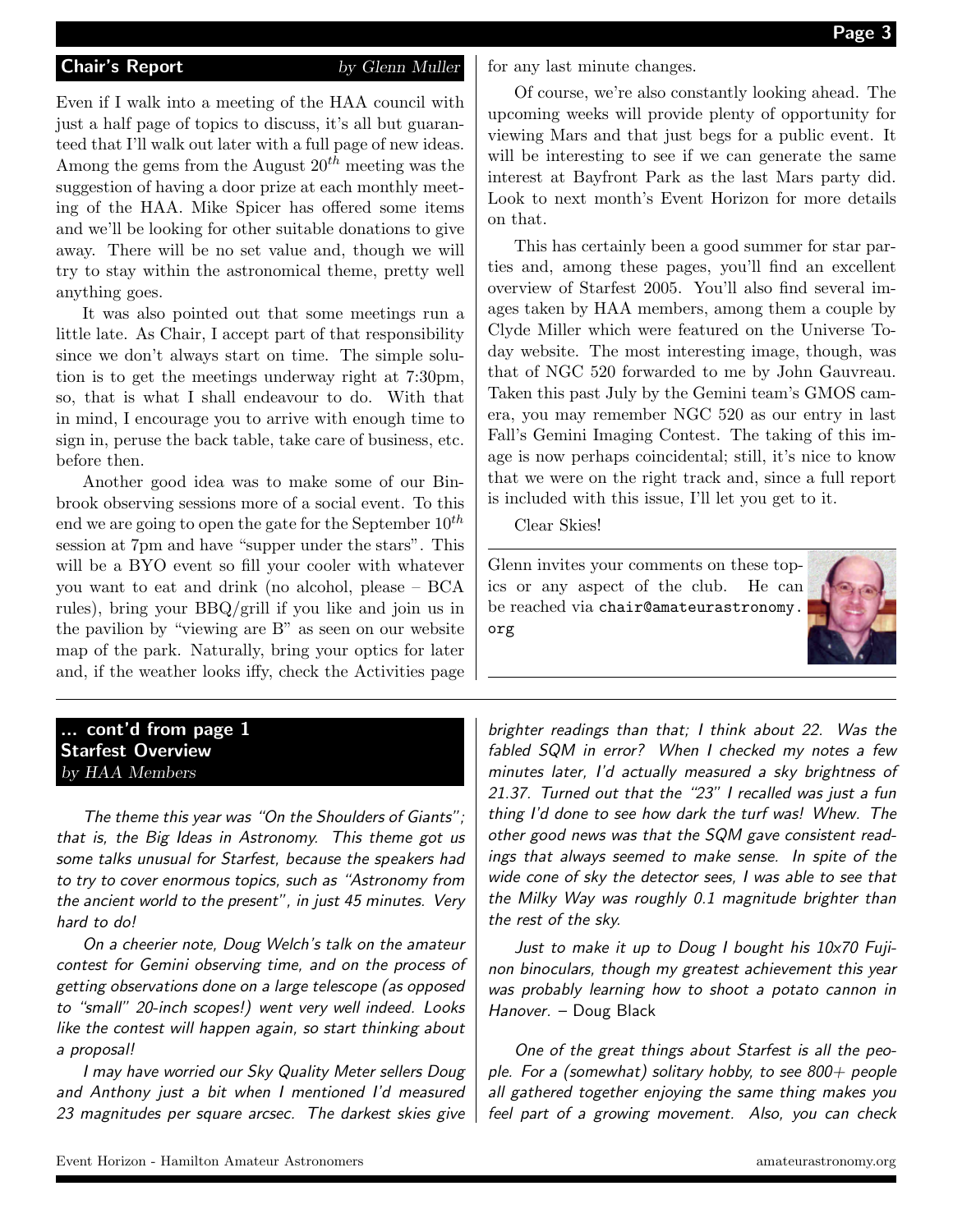## Chair's Report

*by Glenn Muller*

Even if I walk into a meeting of the HAA council with just a half page of topics to discuss, it's all but guaranteed that I'll walk out later with a full page of new ideas. Among the gems from the August 20$^{th}$ meeting was the suggestion of having a door prize at each monthly meeting of the HAA. Mike Spicer has offered some items and we'll be looking for other suitable donations to give away. There will be no set value and, though we will try to stay within the astronomical theme, pretty well anything goes.

It was also pointed out that some meetings run a little late. As Chair, I accept part of that responsibility since we don't always start on time. The simple solution is to get the meetings underway right at 7:30pm, so, that is what I shall endeavour to do. With that in mind, I encourage you to arrive with enough time to sign in, peruse the back table, take care of business, etc. before then.

Another good idea was to make some of our Binbrook observing sessions more of a social event. To this end we are going to open the gate for the September 10$^{th}$ session at 7pm and have "supper under the stars". This will be a BYO event so fill your cooler with whatever you want to eat and drink (no alcohol, please – BCA rules), bring your BBQ/grill if you like and join us in the pavilion by "viewing are B" as seen on our website map of the park. Naturally, bring your optics for later and, if the weather looks iffy, check the Activities page for any last minute changes.

Of course, we're also constantly looking ahead. The upcoming weeks will provide plenty of opportunity for viewing Mars and that just begs for a public event. It will be interesting to see if we can generate the same interest at Bayfront Park as the last Mars party did. Look to next month's Event Horizon for more details on that.

This has certainly been a good summer for star parties and, among these pages, you'll find an excellent overview of Starfest 2005. You'll also find several images taken by HAA members, among them a couple by Clyde Miller which were featured on the Universe Today website. The most interesting image, though, was that of NGC 520 forwarded to me by John Gauvreau. Taken this past July by the Gemini team's GMOS camera, you may remember NGC 520 as our entry in last Fall's Gemini Imaging Contest. The taking of this image is now perhaps coincidental; still, it's nice to know that we were on the right track and, since a full report is included with this issue, I'll let you get to it.

Clear Skies!

Glenn invites your comments on these topics or any aspect of the club. He can be reached via chair@amateurastronomy.org

## ... cont'd from page 1
## Starfest Overview

*by HAA Members*

*The theme this year was "On the Shoulders of Giants"; that is, the Big Ideas in Astronomy. This theme got us some talks unusual for Starfest, because the speakers had to try to cover enormous topics, such as "Astronomy from the ancient world to the present", in just 45 minutes. Very hard to do!*

*On a cheerier note, Doug Welch's talk on the amateur contest for Gemini observing time, and on the process of getting observations done on a large telescope (as opposed to "small" 20-inch scopes!) went very well indeed. Looks like the contest will happen again, so start thinking about a proposal!*

*I may have worried our Sky Quality Meter sellers Doug and Anthony just a bit when I mentioned I'd measured 23 magnitudes per square arcsec. The darkest skies give brighter readings than that; I think about 22. Was the fabled SQM in error? When I checked my notes a few minutes later, I'd actually measured a sky brightness of 21.37. Turned out that the "23" I recalled was just a fun thing I'd done to see how dark the turf was! Whew. The other good news was that the SQM gave consistent readings that always seemed to make sense. In spite of the wide cone of sky the detector sees, I was able to see that the Milky Way was roughly 0.1 magnitude brighter than the rest of the sky.*

*Just to make it up to Doug I bought his 10x70 Fujinon binoculars, though my greatest achievement this year was probably learning how to shoot a potato cannon in Hanover.* – Doug Black

*One of the great things about Starfest is all the people. For a (somewhat) solitary hobby, to see 800+ people all gathered together enjoying the same thing makes you feel part of a growing movement. Also, you can check*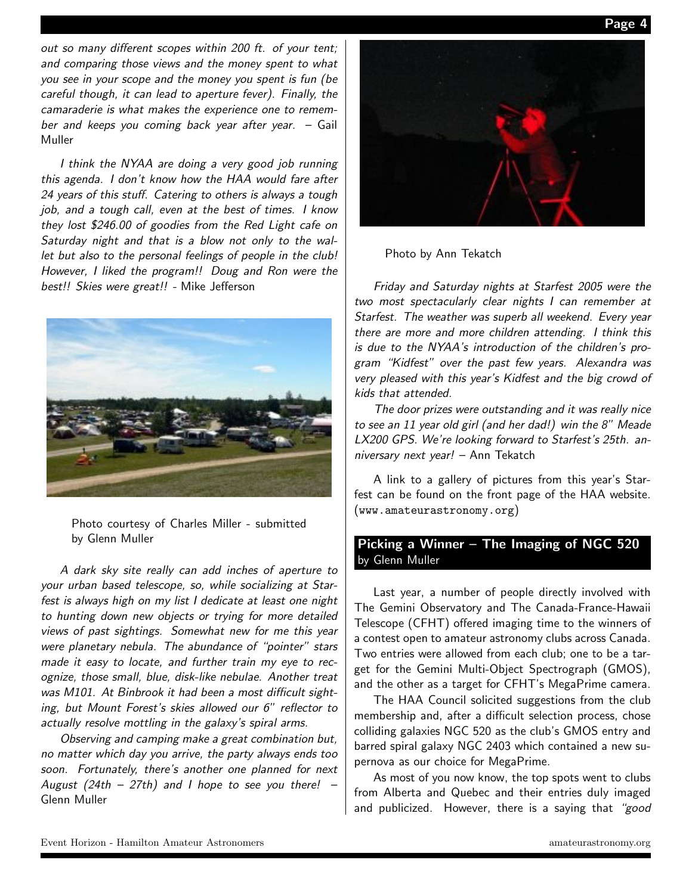*out so many different scopes within 200 ft. of your tent; and comparing those views and the money spent to what you see in your scope and the money you spent is fun (be careful though, it can lead to aperture fever). Finally, the camaraderie is what makes the experience one to remember and keeps you coming back year after year.* – Gail Muller

*I think the NYAA are doing a very good job running this agenda. I don't know how the HAA would fare after 24 years of this stuff. Catering to others is always a tough job, and a tough call, even at the best of times. I know they lost $246.00 of goodies from the Red Light cafe on Saturday night and that is a blow not only to the wallet but also to the personal feelings of people in the club! However, I liked the program!! Doug and Ron were the best!! Skies were great!!* - Mike Jefferson

Photo courtesy of Charles Miller - submitted by Glenn Muller

*A dark sky site really can add inches of aperture to your urban based telescope, so, while socializing at Starfest is always high on my list I dedicate at least one night to hunting down new objects or trying for more detailed views of past sightings. Somewhat new for me this year were planetary nebula. The abundance of "pointer" stars made it easy to locate, and further train my eye to recognize, those small, blue, disk-like nebulae. Another treat was M101. At Binbrook it had been a most difficult sighting, but Mount Forest's skies allowed our 6" reflector to actually resolve mottling in the galaxy's spiral arms.*

*Observing and camping make a great combination but, no matter which day you arrive, the party always ends too soon. Fortunately, there's another one planned for next August (24th – 27th) and I hope to see you there!* – Glenn Muller

Photo by Ann Tekatch

*Friday and Saturday nights at Starfest 2005 were the two most spectacularly clear nights I can remember at Starfest. The weather was superb all weekend. Every year there are more and more children attending. I think this is due to the NYAA's introduction of the children's program "Kidfest" over the past few years. Alexandra was very pleased with this year's Kidfest and the big crowd of kids that attended.*

*The door prizes were outstanding and it was really nice to see an 11 year old girl (and her dad!) win the 8" Meade LX200 GPS. We're looking forward to Starfest's 25th. anniversary next year!* – Ann Tekatch

A link to a gallery of pictures from this year's Starfest can be found on the front page of the HAA website. (www.amateurastronomy.org)

## Picking a Winner – The Imaging of NGC 520

by Glenn Muller

Last year, a number of people directly involved with The Gemini Observatory and The Canada-France-Hawaii Telescope (CFHT) offered imaging time to the winners of a contest open to amateur astronomy clubs across Canada. Two entries were allowed from each club; one to be a target for the Gemini Multi-Object Spectrograph (GMOS), and the other as a target for CFHT's MegaPrime camera.

The HAA Council solicited suggestions from the club membership and, after a difficult selection process, chose colliding galaxies NGC 520 as the club's GMOS entry and barred spiral galaxy NGC 2403 which contained a new supernova as our choice for MegaPrime.

As most of you now know, the top spots went to clubs from Alberta and Quebec and their entries duly imaged and publicized. However, there is a saying that *"good*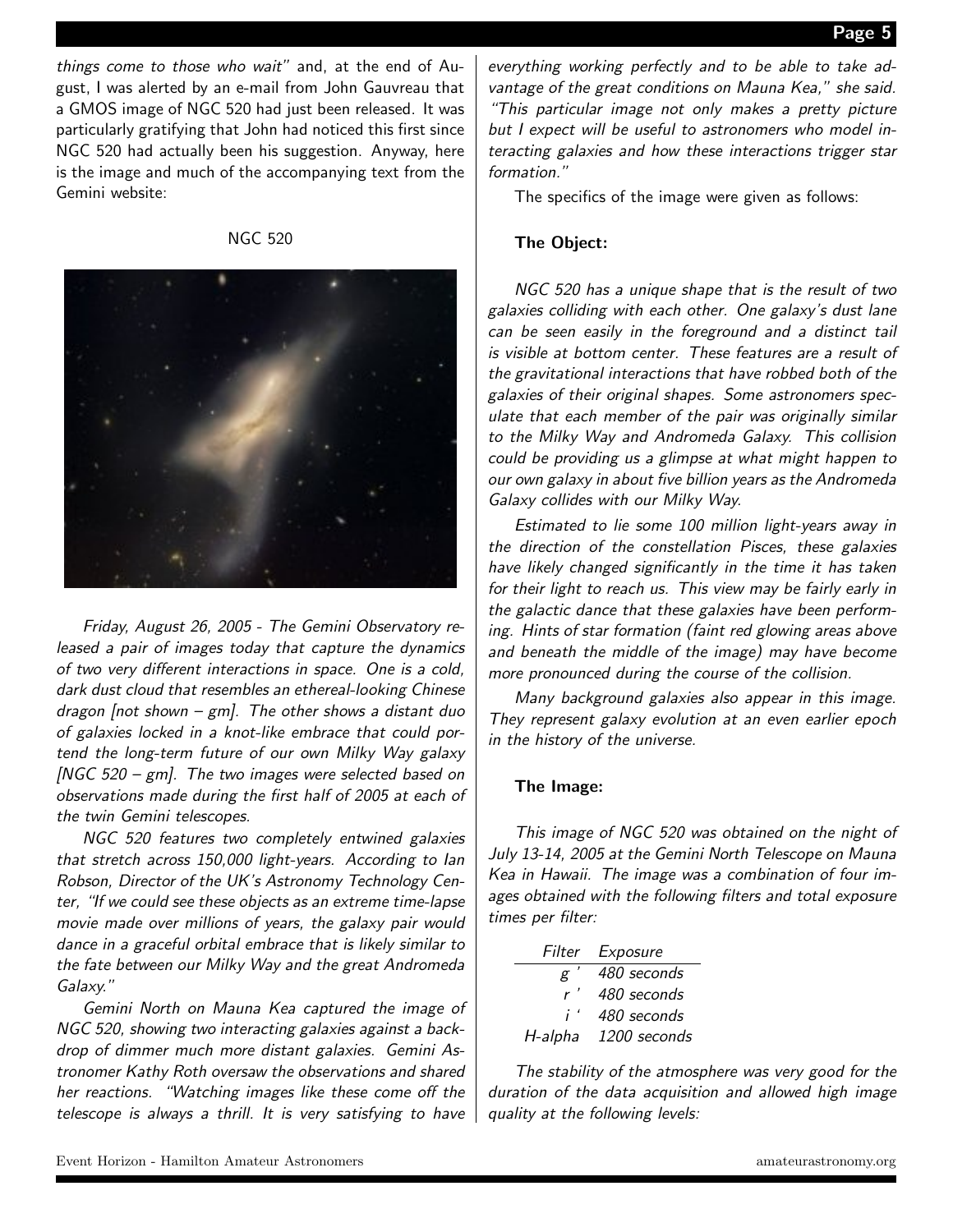things come to those who wait" and, at the end of August, I was alerted by an e-mail from John Gauvreau that a GMOS image of NGC 520 had just been released. It was particularly gratifying that John had noticed this first since NGC 520 had actually been his suggestion. Anyway, here is the image and much of the accompanying text from the Gemini website:

NGC 520

*Friday, August 26, 2005 - The Gemini Observatory released a pair of images today that capture the dynamics of two very different interactions in space. One is a cold, dark dust cloud that resembles an ethereal-looking Chinese dragon [not shown – gm]. The other shows a distant duo of galaxies locked in a knot-like embrace that could portend the long-term future of our own Milky Way galaxy [NGC 520 – gm]. The two images were selected based on observations made during the first half of 2005 at each of the twin Gemini telescopes.*

*NGC 520 features two completely entwined galaxies that stretch across 150,000 light-years. According to Ian Robson, Director of the UK's Astronomy Technology Center, "If we could see these objects as an extreme time-lapse movie made over millions of years, the galaxy pair would dance in a graceful orbital embrace that is likely similar to the fate between our Milky Way and the great Andromeda Galaxy."*

*Gemini North on Mauna Kea captured the image of NGC 520, showing two interacting galaxies against a backdrop of dimmer much more distant galaxies. Gemini Astronomer Kathy Roth oversaw the observations and shared her reactions. "Watching images like these come off the telescope is always a thrill. It is very satisfying to have everything working perfectly and to be able to take advantage of the great conditions on Mauna Kea," she said. "This particular image not only makes a pretty picture but I expect will be useful to astronomers who model interacting galaxies and how these interactions trigger star formation."*

The specifics of the image were given as follows:

**The Object:**

*NGC 520 has a unique shape that is the result of two galaxies colliding with each other. One galaxy's dust lane can be seen easily in the foreground and a distinct tail is visible at bottom center. These features are a result of the gravitational interactions that have robbed both of the galaxies of their original shapes. Some astronomers speculate that each member of the pair was originally similar to the Milky Way and Andromeda Galaxy. This collision could be providing us a glimpse at what might happen to our own galaxy in about five billion years as the Andromeda Galaxy collides with our Milky Way.*

*Estimated to lie some 100 million light-years away in the direction of the constellation Pisces, these galaxies have likely changed significantly in the time it has taken for their light to reach us. This view may be fairly early in the galactic dance that these galaxies have been performing. Hints of star formation (faint red glowing areas above and beneath the middle of the image) may have become more pronounced during the course of the collision.*

*Many background galaxies also appear in this image. They represent galaxy evolution at an even earlier epoch in the history of the universe.*

**The Image:**

*This image of NGC 520 was obtained on the night of July 13-14, 2005 at the Gemini North Telescope on Mauna Kea in Hawaii. The image was a combination of four images obtained with the following filters and total exposure times per filter:*

| *Filter* | *Exposure* |
|---|---|
| *g '* | *480 seconds* |
| *r '* | *480 seconds* |
| *i '* | *480 seconds* |
| *H-alpha* | *1200 seconds* |

*The stability of the atmosphere was very good for the duration of the data acquisition and allowed high image quality at the following levels:*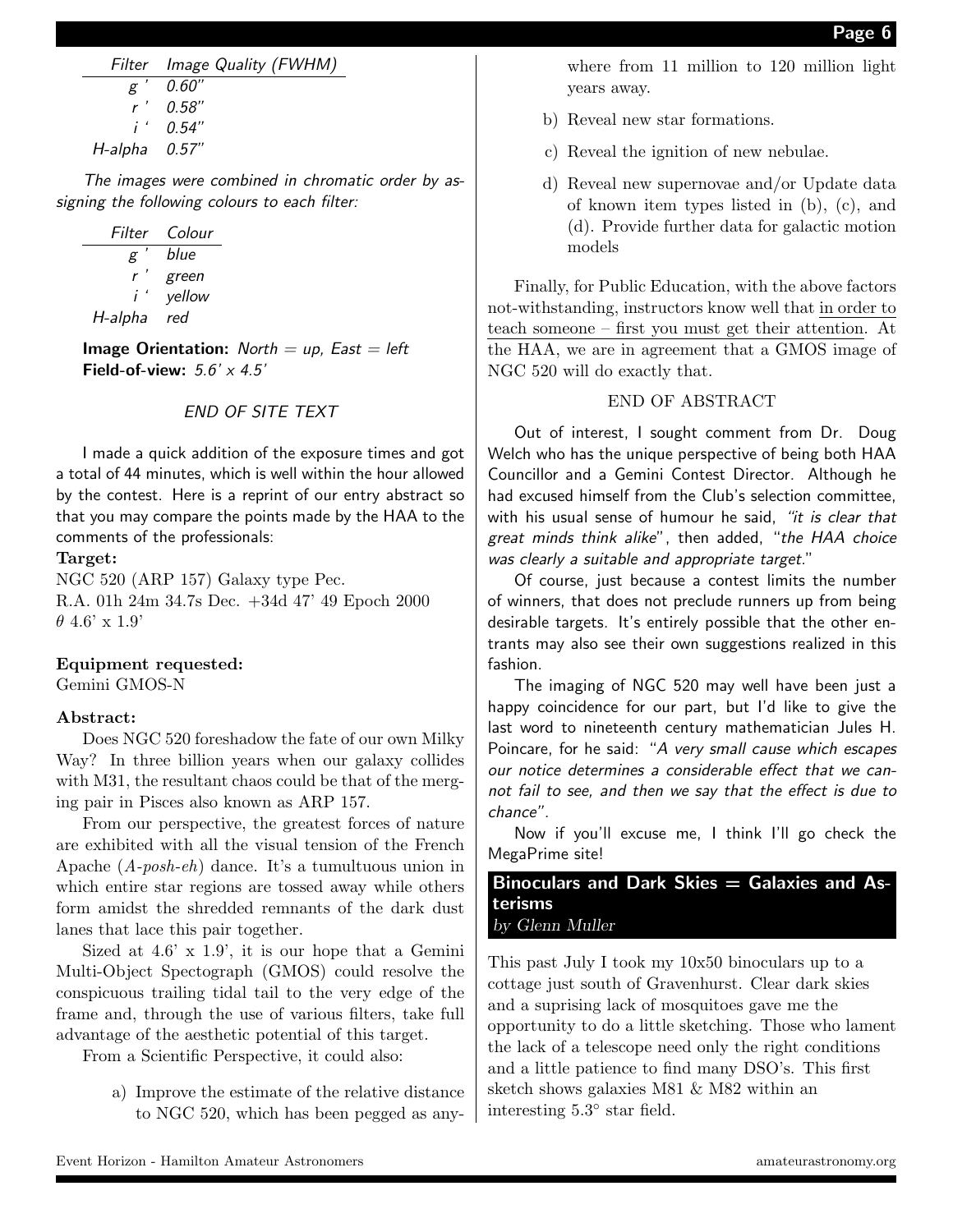| *Filter* | *Image Quality (FWHM)* |
|---|---|
| *g '* | *0.60"* |
| *r '* | *0.58"* |
| *i '* | *0.54"* |
| *H-alpha* | *0.57"* |

*The images were combined in chromatic order by assigning the following colours to each filter:*

| *Filter* | *Colour* |
|---|---|
| *g '* | *blue* |
| *r '* | *green* |
| *i '* | *yellow* |
| *H-alpha* | *red* |

**Image Orientation:** *North = up, East = left*
**Field-of-view:** *5.6' x 4.5'*

*END OF SITE TEXT*

I made a quick addition of the exposure times and got a total of 44 minutes, which is well within the hour allowed by the contest. Here is a reprint of our entry abstract so that you may compare the points made by the HAA to the comments of the professionals:

**Target:**
NGC 520 (ARP 157) Galaxy type Pec.
R.A. 01h 24m 34.7s Dec. +34d 47' 49 Epoch 2000
$\theta$ 4.6' x 1.9'

**Equipment requested:**
Gemini GMOS-N

**Abstract:**

Does NGC 520 foreshadow the fate of our own Milky Way? In three billion years when our galaxy collides with M31, the resultant chaos could be that of the merging pair in Pisces also known as ARP 157.

From our perspective, the greatest forces of nature are exhibited with all the visual tension of the French Apache (*A-posh-eh*) dance. It's a tumultuous union in which entire star regions are tossed away while others form amidst the shredded remnants of the dark dust lanes that lace this pair together.

Sized at 4.6' x 1.9', it is our hope that a Gemini Multi-Object Spectograph (GMOS) could resolve the conspicuous trailing tidal tail to the very edge of the frame and, through the use of various filters, take full advantage of the aesthetic potential of this target.

From a Scientific Perspective, it could also:

a) Improve the estimate of the relative distance to NGC 520, which has been pegged as anywhere from 11 million to 120 million light years away.

b) Reveal new star formations.

c) Reveal the ignition of new nebulae.

d) Reveal new supernovae and/or Update data of known item types listed in (b), (c), and (d). Provide further data for galactic motion models

Finally, for Public Education, with the above factors not-withstanding, instructors know well that in order to teach someone – first you must get their attention. At the HAA, we are in agreement that a GMOS image of NGC 520 will do exactly that.

END OF ABSTRACT

Out of interest, I sought comment from Dr. Doug Welch who has the unique perspective of being both HAA Councillor and a Gemini Contest Director. Although he had excused himself from the Club's selection committee, with his usual sense of humour he said, *"it is clear that great minds think alike*", then added, "*the HAA choice was clearly a suitable and appropriate target*."

Of course, just because a contest limits the number of winners, that does not preclude runners up from being desirable targets. It's entirely possible that the other entrants may also see their own suggestions realized in this fashion.

The imaging of NGC 520 may well have been just a happy coincidence for our part, but I'd like to give the last word to nineteenth century mathematician Jules H. Poincare, for he said: "*A very small cause which escapes our notice determines a considerable effect that we cannot fail to see, and then we say that the effect is due to chance*".

Now if you'll excuse me, I think I'll go check the MegaPrime site!

## Binoculars and Dark Skies = Galaxies and Asterisms

*by Glenn Muller*

This past July I took my 10x50 binoculars up to a cottage just south of Gravenhurst. Clear dark skies and a suprising lack of mosquitoes gave me the opportunity to do a little sketching. Those who lament the lack of a telescope need only the right conditions and a little patience to find many DSO's. This first sketch shows galaxies M81 & M82 within an interesting 5.3° star field.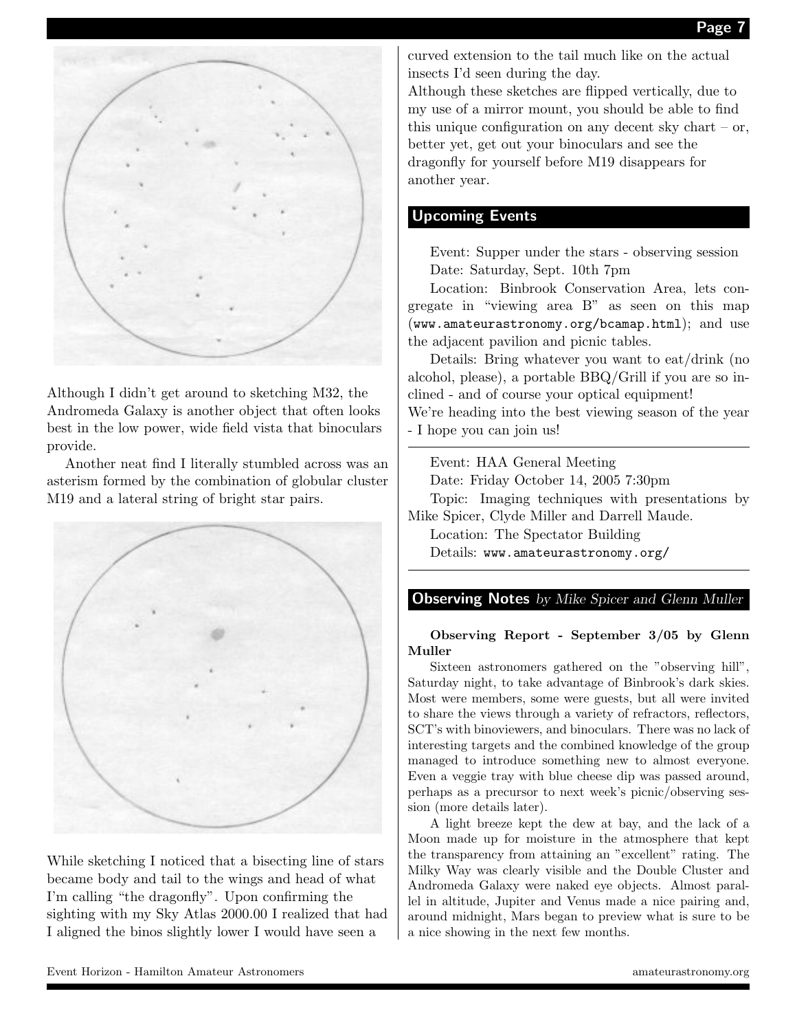Although I didn't get around to sketching M32, the Andromeda Galaxy is another object that often looks best in the low power, wide field vista that binoculars provide.

Another neat find I literally stumbled across was an asterism formed by the combination of globular cluster M19 and a lateral string of bright star pairs.

While sketching I noticed that a bisecting line of stars became body and tail to the wings and head of what I'm calling "the dragonfly". Upon confirming the sighting with my Sky Atlas 2000.00 I realized that had I aligned the binos slightly lower I would have seen a curved extension to the tail much like on the actual insects I'd seen during the day.

Although these sketches are flipped vertically, due to my use of a mirror mount, you should be able to find this unique configuration on any decent sky chart – or, better yet, get out your binoculars and see the dragonfly for yourself before M19 disappears for another year.

## Upcoming Events

Event: Supper under the stars - observing session

Date: Saturday, Sept. 10th 7pm

Location: Binbrook Conservation Area, lets congregate in "viewing area B" as seen on this map (www.amateurastronomy.org/bcamap.html); and use the adjacent pavilion and picnic tables.

Details: Bring whatever you want to eat/drink (no alcohol, please), a portable BBQ/Grill if you are so inclined - and of course your optical equipment!

We're heading into the best viewing season of the year - I hope you can join us!

---

Event: HAA General Meeting

Date: Friday October 14, 2005 7:30pm

Topic: Imaging techniques with presentations by Mike Spicer, Clyde Miller and Darrell Maude.

Location: The Spectator Building

Details: www.amateurastronomy.org/

---

## Observing Notes *by Mike Spicer and Glenn Muller*

**Observing Report - September 3/05 by Glenn Muller**

Sixteen astronomers gathered on the "observing hill", Saturday night, to take advantage of Binbrook's dark skies. Most were members, some were guests, but all were invited to share the views through a variety of refractors, reflectors, SCT's with binoviewers, and binoculars. There was no lack of interesting targets and the combined knowledge of the group managed to introduce something new to almost everyone. Even a veggie tray with blue cheese dip was passed around, perhaps as a precursor to next week's picnic/observing session (more details later).

A light breeze kept the dew at bay, and the lack of a Moon made up for moisture in the atmosphere that kept the transparency from attaining an "excellent" rating. The Milky Way was clearly visible and the Double Cluster and Andromeda Galaxy were naked eye objects. Almost parallel in altitude, Jupiter and Venus made a nice pairing and, around midnight, Mars began to preview what is sure to be a nice showing in the next few months.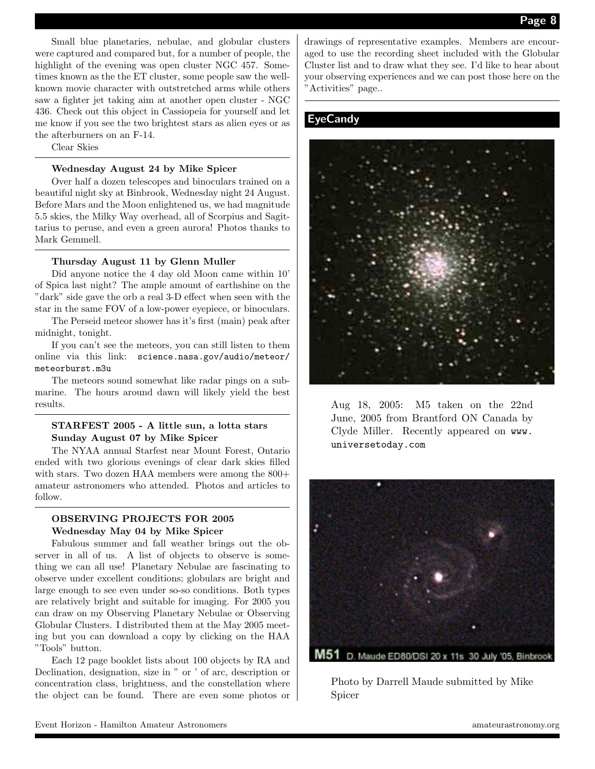Small blue planetaries, nebulae, and globular clusters were captured and compared but, for a number of people, the highlight of the evening was open cluster NGC 457. Sometimes known as the the ET cluster, some people saw the well-known movie character with outstretched arms while others saw a fighter jet taking aim at another open cluster - NGC 436. Check out this object in Cassiopeia for yourself and let me know if you see the two brightest stars as alien eyes or as the afterburners on an F-14.

Clear Skies

**Wednesday August 24 by Mike Spicer**

Over half a dozen telescopes and binoculars trained on a beautiful night sky at Binbrook, Wednesday night 24 August. Before Mars and the Moon enlightened us, we had magnitude 5.5 skies, the Milky Way overhead, all of Scorpius and Sagittarius to peruse, and even a green aurora! Photos thanks to Mark Gemmell.

**Thursday August 11 by Glenn Muller**

Did anyone notice the 4 day old Moon came within 10' of Spica last night? The ample amount of earthshine on the "dark" side gave the orb a real 3-D effect when seen with the star in the same FOV of a low-power eyepiece, or binoculars.

The Perseid meteor shower has it's first (main) peak after midnight, tonight.

If you can't see the meteors, you can still listen to them online via this link: `science.nasa.gov/audio/meteor/meteorburst.m3u`

The meteors sound somewhat like radar pings on a submarine. The hours around dawn will likely yield the best results.

**STARFEST 2005 - A little sun, a lotta stars**
**Sunday August 07 by Mike Spicer**

The NYAA annual Starfest near Mount Forest, Ontario ended with two glorious evenings of clear dark skies filled with stars. Two dozen HAA members were among the 800+ amateur astronomers who attended. Photos and articles to follow.

**OBSERVING PROJECTS FOR 2005**
**Wednesday May 04 by Mike Spicer**

Fabulous summer and fall weather brings out the observer in all of us. A list of objects to observe is something we can all use! Planetary Nebulae are fascinating to observe under excellent conditions; globulars are bright and large enough to see even under so-so conditions. Both types are relatively bright and suitable for imaging. For 2005 you can draw on my Observing Planetary Nebulae or Observing Globular Clusters. I distributed them at the May 2005 meeting but you can download a copy by clicking on the HAA "Tools" button.

Each 12 page booklet lists about 100 objects by RA and Declination, designation, size in " or ' of arc, description or concentration class, brightness, and the constellation where the object can be found. There are even some photos or drawings of representative examples. Members are encouraged to use the recording sheet included with the Globular Cluster list and to draw what they see. I'd like to hear about your observing experiences and we can post those here on the "Activities" page..

## EyeCandy

Aug 18, 2005: M5 taken on the 22nd June, 2005 from Brantford ON Canada by Clyde Miller. Recently appeared on `www.universetoday.com`

M51 D. Maude ED80/DSI 20 x 11s 30 July '05, Binbrook

Photo by Darrell Maude submitted by Mike Spicer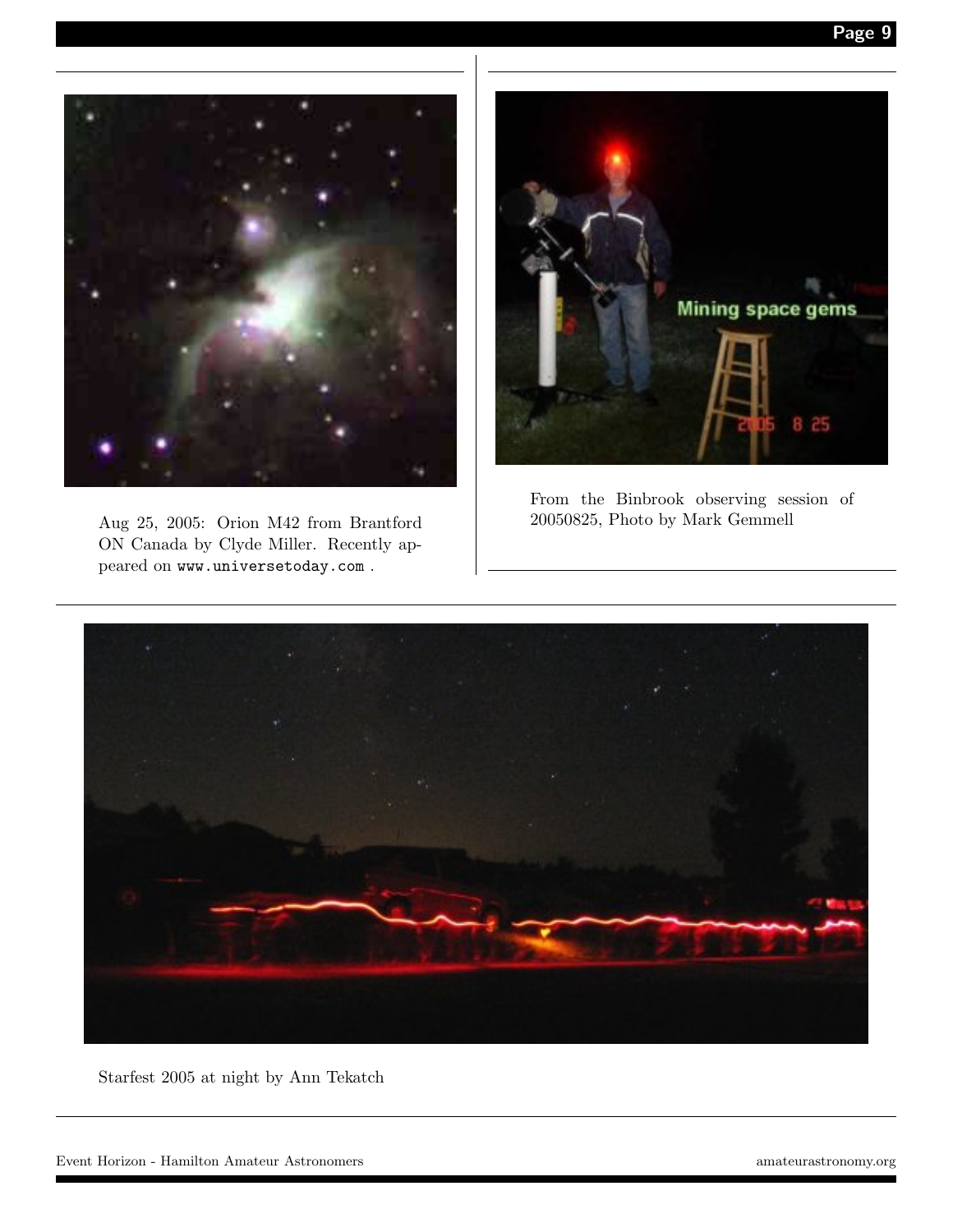Aug 25, 2005: Orion M42 from Brantford ON Canada by Clyde Miller. Recently appeared on www.universetoday.com .

From the Binbrook observing session of 20050825, Photo by Mark Gemmell

Starfest 2005 at night by Ann Tekatch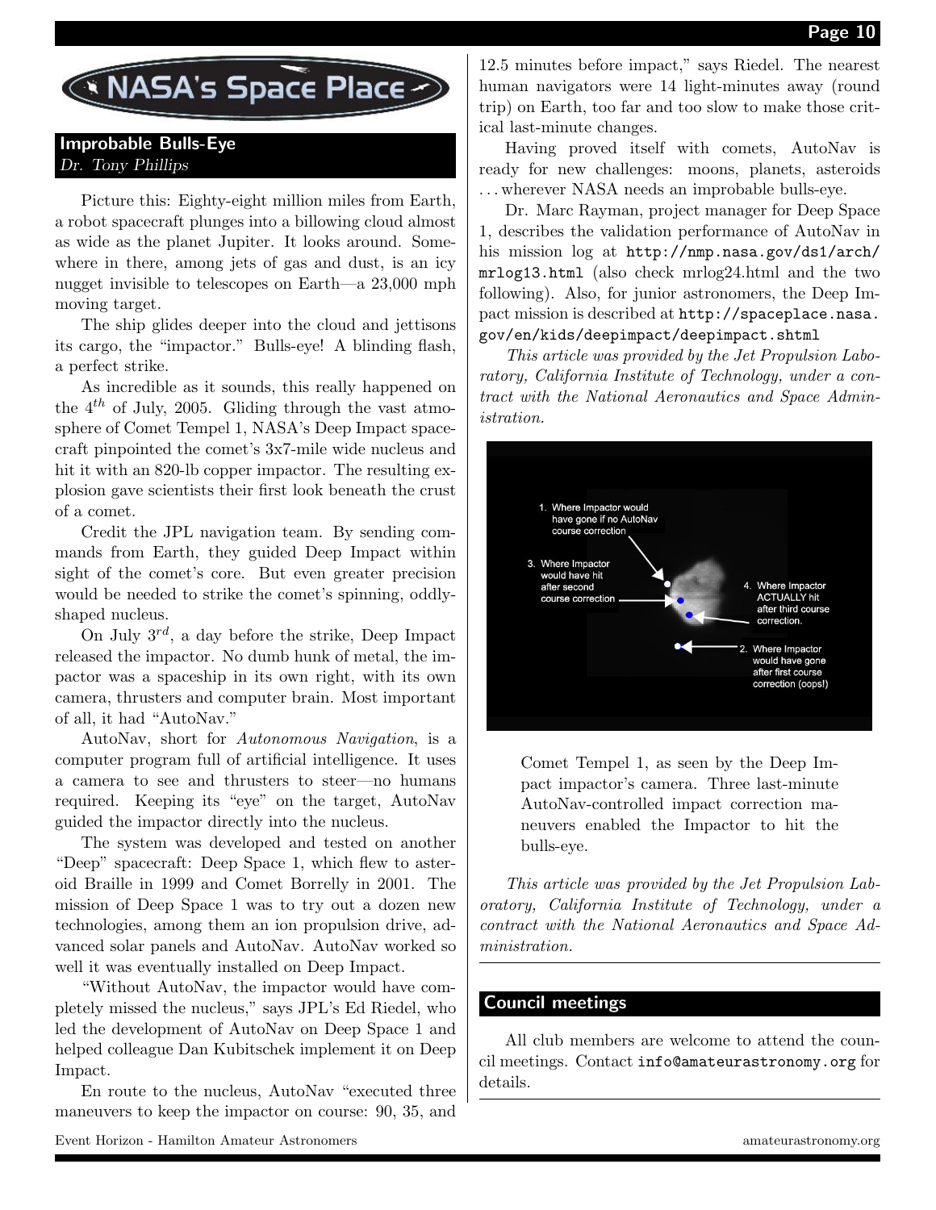NASA's Space Place

## Improbable Bulls-Eye

*Dr. Tony Phillips*

Picture this: Eighty-eight million miles from Earth, a robot spacecraft plunges into a billowing cloud almost as wide as the planet Jupiter. It looks around. Somewhere in there, among jets of gas and dust, is an icy nugget invisible to telescopes on Earth—a 23,000 mph moving target.

The ship glides deeper into the cloud and jettisons its cargo, the "impactor." Bulls-eye! A blinding flash, a perfect strike.

As incredible as it sounds, this really happened on the 4th of July, 2005. Gliding through the vast atmosphere of Comet Tempel 1, NASA's Deep Impact spacecraft pinpointed the comet's 3x7-mile wide nucleus and hit it with an 820-lb copper impactor. The resulting explosion gave scientists their first look beneath the crust of a comet.

Credit the JPL navigation team. By sending commands from Earth, they guided Deep Impact within sight of the comet's core. But even greater precision would be needed to strike the comet's spinning, oddly-shaped nucleus.

On July 3rd, a day before the strike, Deep Impact released the impactor. No dumb hunk of metal, the impactor was a spaceship in its own right, with its own camera, thrusters and computer brain. Most important of all, it had "AutoNav."

AutoNav, short for *Autonomous Navigation*, is a computer program full of artificial intelligence. It uses a camera to see and thrusters to steer—no humans required. Keeping its "eye" on the target, AutoNav guided the impactor directly into the nucleus.

The system was developed and tested on another "Deep" spacecraft: Deep Space 1, which flew to asteroid Braille in 1999 and Comet Borrelly in 2001. The mission of Deep Space 1 was to try out a dozen new technologies, among them an ion propulsion drive, advanced solar panels and AutoNav. AutoNav worked so well it was eventually installed on Deep Impact.

"Without AutoNav, the impactor would have completely missed the nucleus," says JPL's Ed Riedel, who led the development of AutoNav on Deep Space 1 and helped colleague Dan Kubitschek implement it on Deep Impact.

En route to the nucleus, AutoNav "executed three maneuvers to keep the impactor on course: 90, 35, and 12.5 minutes before impact," says Riedel. The nearest human navigators were 14 light-minutes away (round trip) on Earth, too far and too slow to make those critical last-minute changes.

Having proved itself with comets, AutoNav is ready for new challenges: moons, planets, asteroids ...wherever NASA needs an improbable bulls-eye.

Dr. Marc Rayman, project manager for Deep Space 1, describes the validation performance of AutoNav in his mission log at http://nmp.nasa.gov/ds1/arch/mrlog13.html (also check mrlog24.html and the two following). Also, for junior astronomers, the Deep Impact mission is described at http://spaceplace.nasa.gov/en/kids/deepimpact/deepimpact.shtml

*This article was provided by the Jet Propulsion Laboratory, California Institute of Technology, under a contract with the National Aeronautics and Space Administration.*

1. Where Impactor would have gone if no AutoNav course correction
2. Where Impactor would have gone after first course correction (oops!)
3. Where Impactor would have hit after second course correction
4. Where Impactor ACTUALLY hit after third course correction.

Comet Tempel 1, as seen by the Deep Impact impactor's camera. Three last-minute AutoNav-controlled impact correction maneuvers enabled the Impactor to hit the bulls-eye.

*This article was provided by the Jet Propulsion Laboratory, California Institute of Technology, under a contract with the National Aeronautics and Space Administration.*

## Council meetings

All club members are welcome to attend the council meetings. Contact info@amateurastronomy.org for details.